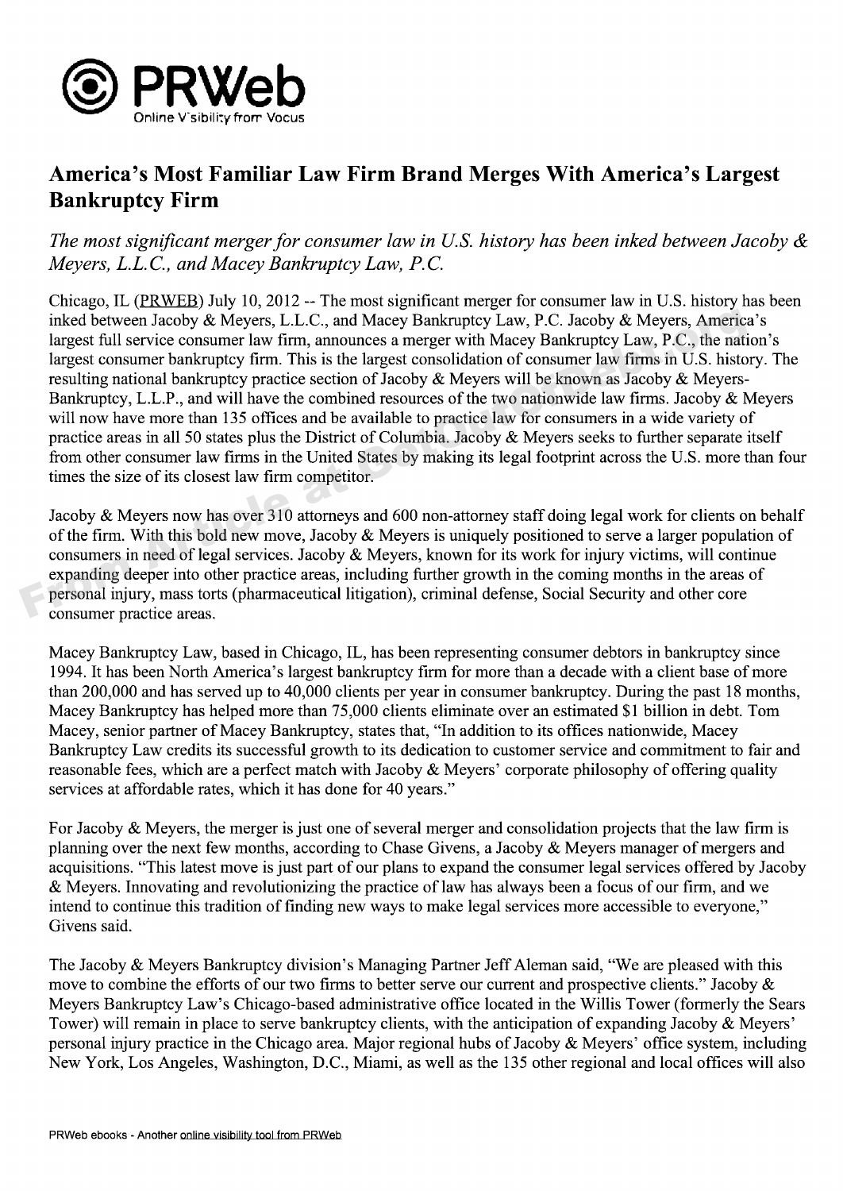# America's Most Familiar Law Firm Brand Merges With America's Largest Bankruptcy Firm

*The most significant merger for consumer law in U.S. history has been inked between Jacoby & Meyers, L.L.C., and Macey Bankruptcy Law, P.C.*

Chicago, IL (PRWEB) July 10, 2012 -- The most significant merger for consumer law in U.S. history has been inked between Jacoby & Meyers, L.L.C., and Macey Bankruptcy Law, P.C. Jacoby & Meyers, America's largest full service consumer law firm, announces a merger with Macey Bankruptcy Law, P.C., the nation's largest consumer bankruptcy firm. This is the largest consolidation of consumer law firms in U.S. history. The resulting national bankruptcy practice section of Jacoby & Meyers will be known as Jacoby & Meyers-Bankruptcy, L.L.P., and will have the combined resources of the two nationwide law firms. Jacoby & Meyers will now have more than 135 offices and be available to practice law for consumers in a wide variety of practice areas in all 50 states plus the District of Columbia. Jacoby & Meyers seeks to further separate itself from other consumer law firms in the United States by making its legal footprint across the U.S. more than four times the size of its closest law firm competitor.

Jacoby & Meyers now has over 310 attorneys and 600 non-attorney staff doing legal work for clients on behalf of the firm. With this bold new move, Jacoby & Meyers is uniquely positioned to serve a larger population of consumers in need of legal services. Jacoby & Meyers, known for its work for injury victims, will continue expanding deeper into other practice areas, including further growth in the coming months in the areas of personal injury, mass torts (pharmaceutical litigation), criminal defense, Social Security and other core consumer practice areas.

Macey Bankruptcy Law, based in Chicago, IL, has been representing consumer debtors in bankruptcy since 1994. It has been North America's largest bankruptcy firm for more than a decade with a client base of more than 200,000 and has served up to 40,000 clients per year in consumer bankruptcy. During the past 18 months, Macey Bankruptcy has helped more than 75,000 clients eliminate over an estimated $1 billion in debt. Tom Macey, senior partner of Macey Bankruptcy, states that, "In addition to its offices nationwide, Macey Bankruptcy Law credits its successful growth to its dedication to customer service and commitment to fair and reasonable fees, which are a perfect match with Jacoby & Meyers' corporate philosophy of offering quality services at affordable rates, which it has done for 40 years."

For Jacoby & Meyers, the merger is just one of several merger and consolidation projects that the law firm is planning over the next few months, according to Chase Givens, a Jacoby & Meyers manager of mergers and acquisitions. "This latest move is just part of our plans to expand the consumer legal services offered by Jacoby & Meyers. Innovating and revolutionizing the practice of law has always been a focus of our firm, and we intend to continue this tradition of finding new ways to make legal services more accessible to everyone," Givens said.

The Jacoby & Meyers Bankruptcy division's Managing Partner Jeff Aleman said, "We are pleased with this move to combine the efforts of our two firms to better serve our current and prospective clients." Jacoby & Meyers Bankruptcy Law's Chicago-based administrative office located in the Willis Tower (formerly the Sears Tower) will remain in place to serve bankruptcy clients, with the anticipation of expanding Jacoby & Meyers' personal injury practice in the Chicago area. Major regional hubs of Jacoby & Meyers' office system, including New York, Los Angeles, Washington, D.C., Miami, as well as the 135 other regional and local offices will also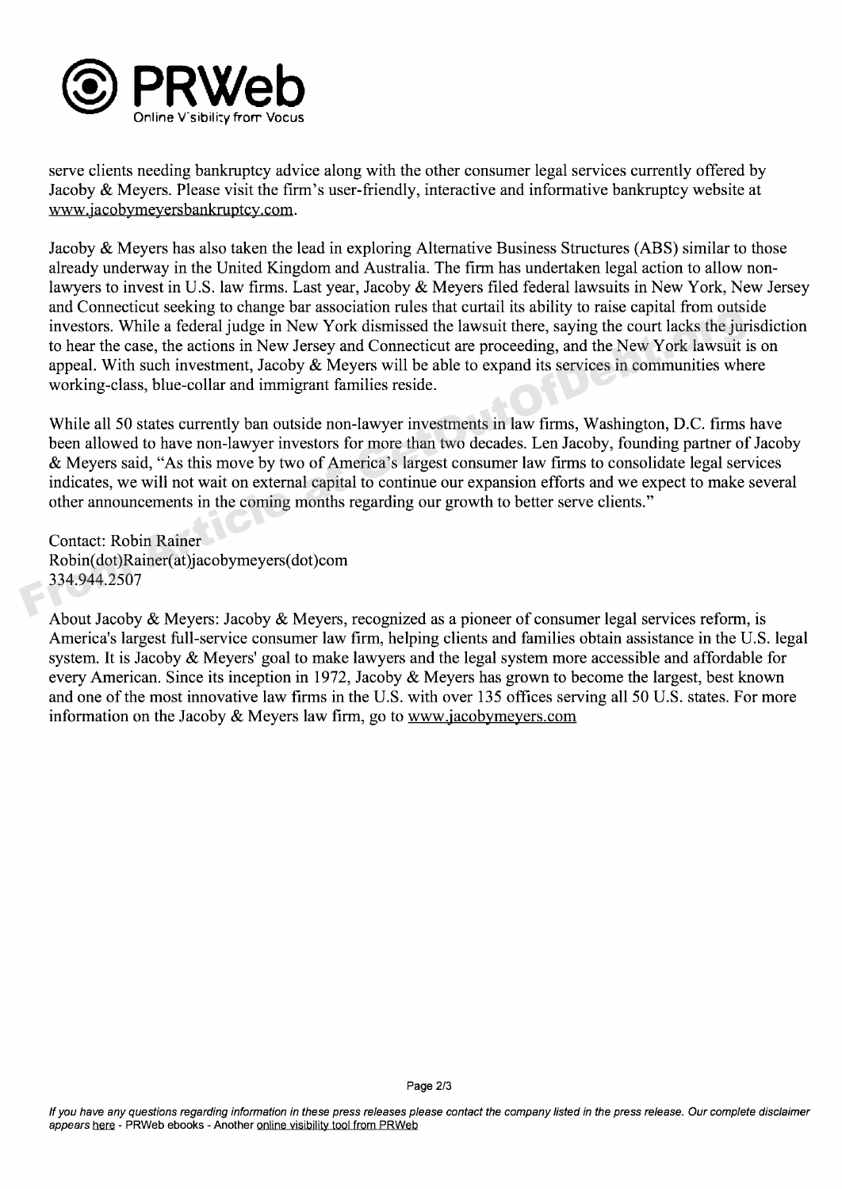serve clients needing bankruptcy advice along with the other consumer legal services currently offered by Jacoby & Meyers. Please visit the firm's user-friendly, interactive and informative bankruptcy website at www.jacobymeyersbankruptcy.com.

Jacoby & Meyers has also taken the lead in exploring Alternative Business Structures (ABS) similar to those already underway in the United Kingdom and Australia. The firm has undertaken legal action to allow non-lawyers to invest in U.S. law firms. Last year, Jacoby & Meyers filed federal lawsuits in New York, New Jersey and Connecticut seeking to change bar association rules that curtail its ability to raise capital from outside investors. While a federal judge in New York dismissed the lawsuit there, saying the court lacks the jurisdiction to hear the case, the actions in New Jersey and Connecticut are proceeding, and the New York lawsuit is on appeal. With such investment, Jacoby & Meyers will be able to expand its services in communities where working-class, blue-collar and immigrant families reside.

While all 50 states currently ban outside non-lawyer investments in law firms, Washington, D.C. firms have been allowed to have non-lawyer investors for more than two decades. Len Jacoby, founding partner of Jacoby & Meyers said, "As this move by two of America's largest consumer law firms to consolidate legal services indicates, we will not wait on external capital to continue our expansion efforts and we expect to make several other announcements in the coming months regarding our growth to better serve clients."

Contact: Robin Rainer
Robin(dot)Rainer(at)jacobymeyers(dot)com
334.944.2507

About Jacoby & Meyers: Jacoby & Meyers, recognized as a pioneer of consumer legal services reform, is America's largest full-service consumer law firm, helping clients and families obtain assistance in the U.S. legal system. It is Jacoby & Meyers' goal to make lawyers and the legal system more accessible and affordable for every American. Since its inception in 1972, Jacoby & Meyers has grown to become the largest, best known and one of the most innovative law firms in the U.S. with over 135 offices serving all 50 U.S. states. For more information on the Jacoby & Meyers law firm, go to www.jacobymeyers.com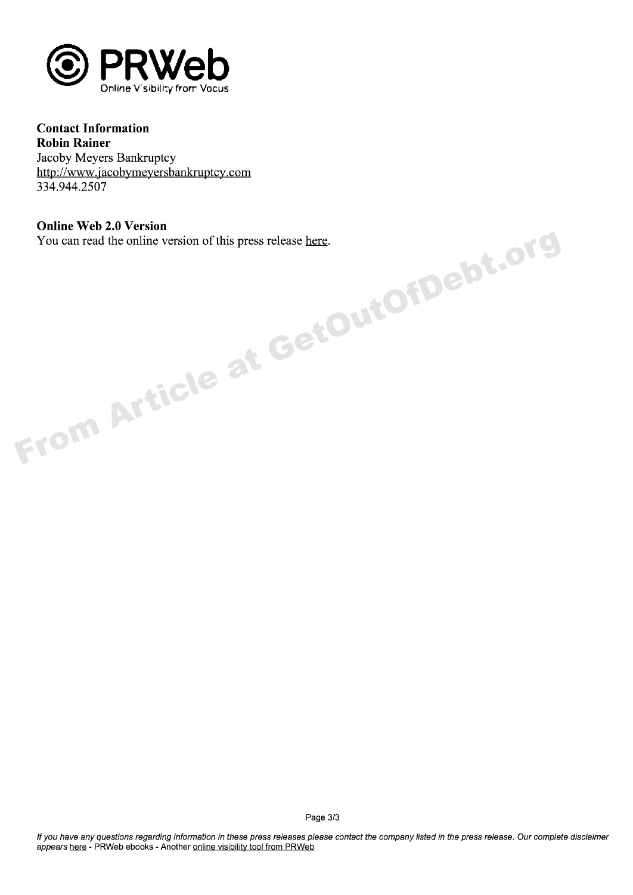**Contact Information**
**Robin Rainer**
Jacoby Meyers Bankruptcy
http://www.jacobymeyersbankruptcy.com
334.944.2507

**Online Web 2.0 Version**
You can read the online version of this press release here.

*If you have any questions regarding information in these press releases please contact the company listed in the press release. Our complete disclaimer appears here - PRWeb ebooks - Another online visibility tool from PRWeb*